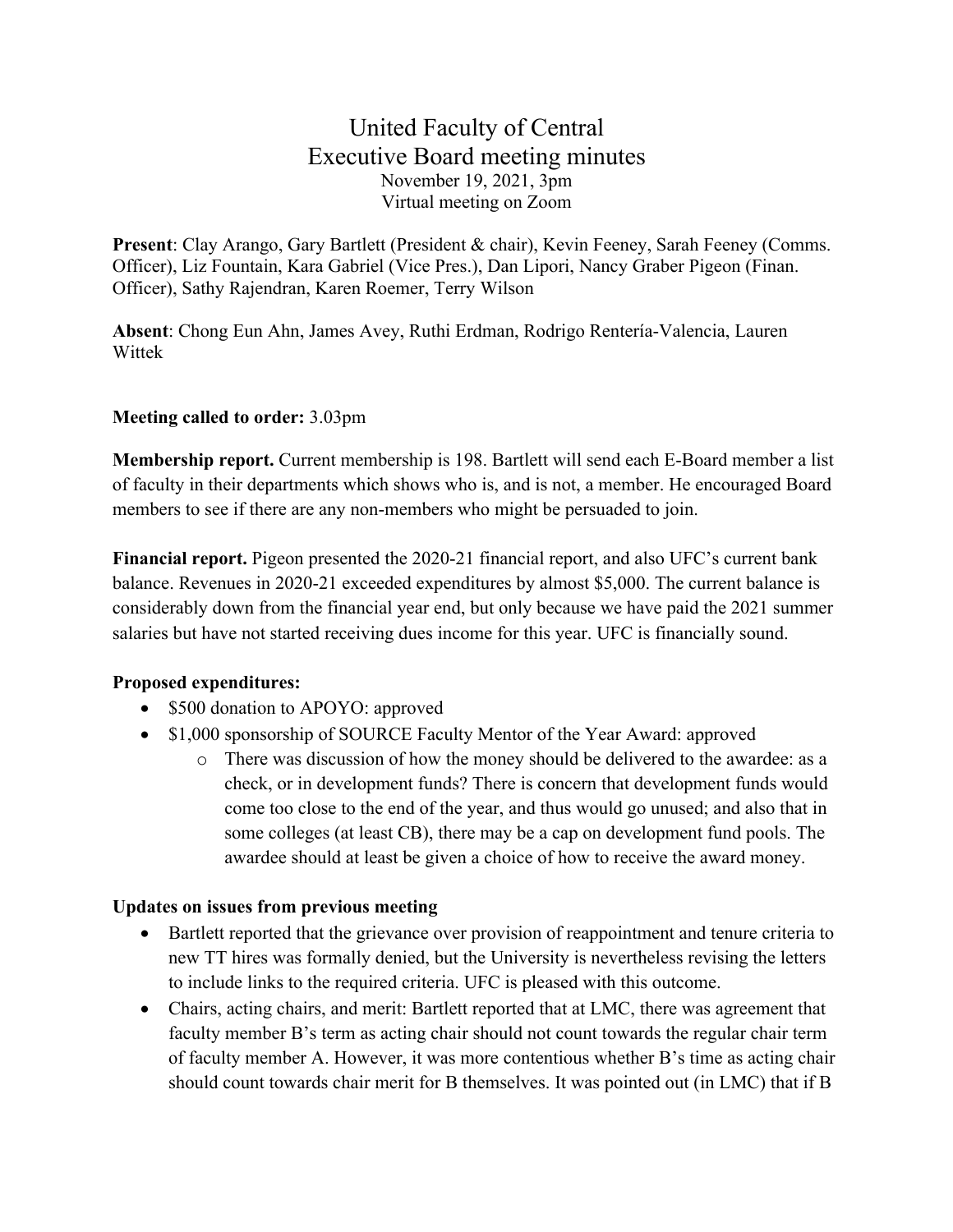# United Faculty of Central
## Executive Board meeting minutes

November 19, 2021, 3pm
Virtual meeting on Zoom

**Present**: Clay Arango, Gary Bartlett (President & chair), Kevin Feeney, Sarah Feeney (Comms. Officer), Liz Fountain, Kara Gabriel (Vice Pres.), Dan Lipori, Nancy Graber Pigeon (Finan. Officer), Sathy Rajendran, Karen Roemer, Terry Wilson

**Absent**: Chong Eun Ahn, James Avey, Ruthi Erdman, Rodrigo Rentería-Valencia, Lauren Wittek

**Meeting called to order:** 3.03pm

**Membership report.** Current membership is 198. Bartlett will send each E-Board member a list of faculty in their departments which shows who is, and is not, a member. He encouraged Board members to see if there are any non-members who might be persuaded to join.

**Financial report.** Pigeon presented the 2020-21 financial report, and also UFC's current bank balance. Revenues in 2020-21 exceeded expenditures by almost $5,000. The current balance is considerably down from the financial year end, but only because we have paid the 2021 summer salaries but have not started receiving dues income for this year. UFC is financially sound.

**Proposed expenditures:**

- $500 donation to APOYO: approved
- $1,000 sponsorship of SOURCE Faculty Mentor of the Year Award: approved
  - There was discussion of how the money should be delivered to the awardee: as a check, or in development funds? There is concern that development funds would come too close to the end of the year, and thus would go unused; and also that in some colleges (at least CB), there may be a cap on development fund pools. The awardee should at least be given a choice of how to receive the award money.

**Updates on issues from previous meeting**

- Bartlett reported that the grievance over provision of reappointment and tenure criteria to new TT hires was formally denied, but the University is nevertheless revising the letters to include links to the required criteria. UFC is pleased with this outcome.
- Chairs, acting chairs, and merit: Bartlett reported that at LMC, there was agreement that faculty member B's term as acting chair should not count towards the regular chair term of faculty member A. However, it was more contentious whether B's time as acting chair should count towards chair merit for B themselves. It was pointed out (in LMC) that if B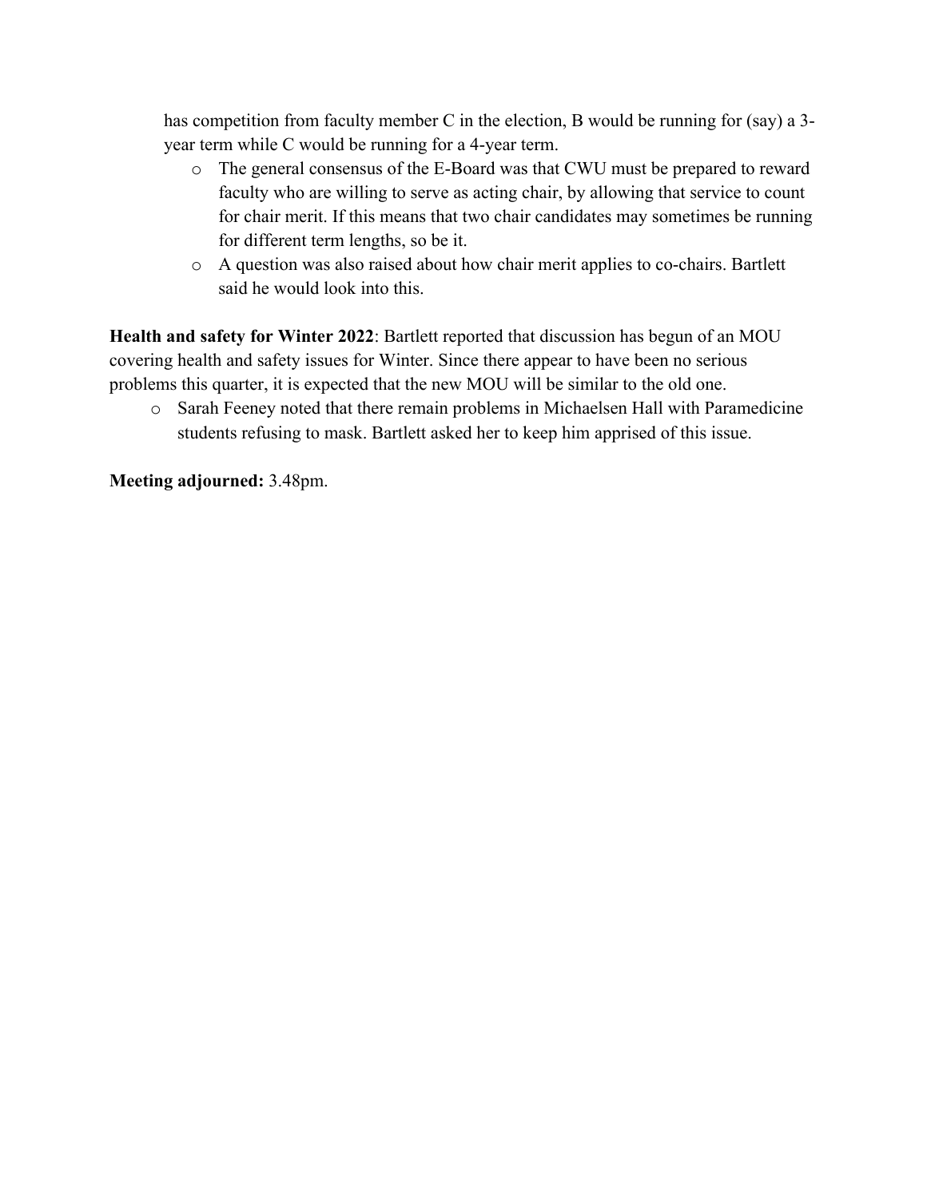has competition from faculty member C in the election, B would be running for (say) a 3-year term while C would be running for a 4-year term.

- The general consensus of the E-Board was that CWU must be prepared to reward faculty who are willing to serve as acting chair, by allowing that service to count for chair merit. If this means that two chair candidates may sometimes be running for different term lengths, so be it.
- A question was also raised about how chair merit applies to co-chairs. Bartlett said he would look into this.

**Health and safety for Winter 2022**: Bartlett reported that discussion has begun of an MOU covering health and safety issues for Winter. Since there appear to have been no serious problems this quarter, it is expected that the new MOU will be similar to the old one.

- Sarah Feeney noted that there remain problems in Michaelsen Hall with Paramedicine students refusing to mask. Bartlett asked her to keep him apprised of this issue.

**Meeting adjourned:** 3.48pm.